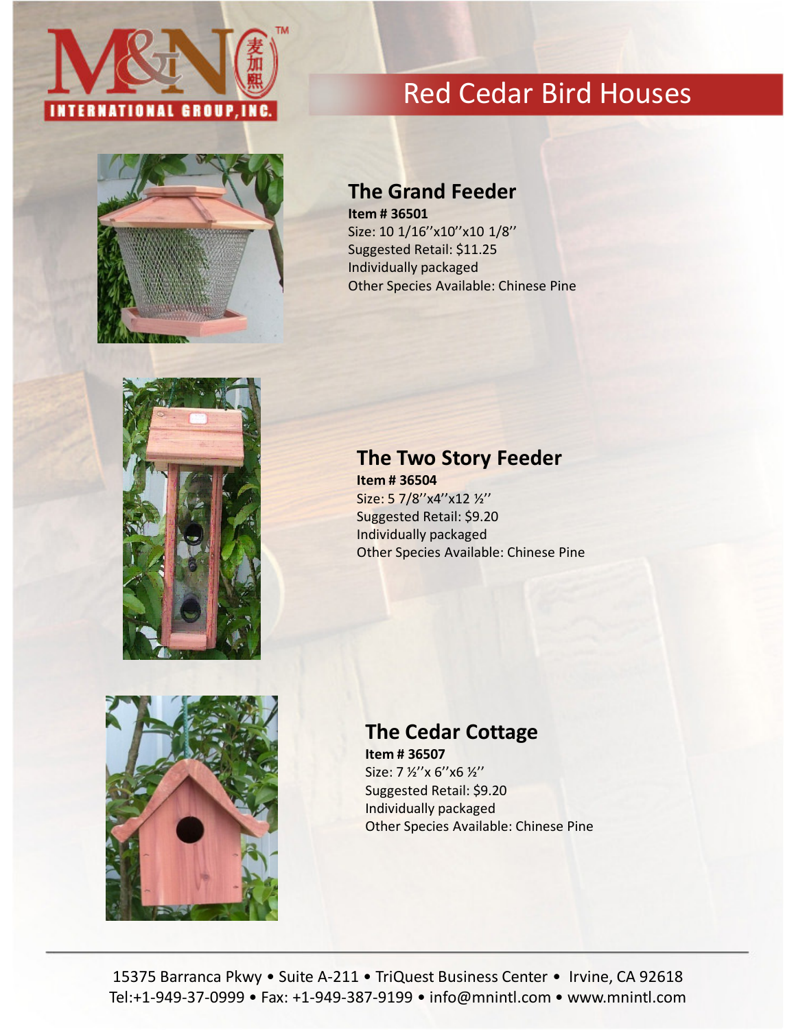M&N International Group, Inc. 麦加熙

# Red Cedar Bird Houses

## The Grand Feeder

**Item # 36501**
Size: 10 1/16''x10''x10 1/8''
Suggested Retail: $11.25
Individually packaged
Other Species Available: Chinese Pine

## The Two Story Feeder

**Item # 36504**
Size: 5 7/8''x4''x12 ½''
Suggested Retail: $9.20
Individually packaged
Other Species Available: Chinese Pine

## The Cedar Cottage

**Item # 36507**
Size: 7 ½''x 6''x6 ½''
Suggested Retail: $9.20
Individually packaged
Other Species Available: Chinese Pine

---

15375 Barranca Pkwy • Suite A-211 • TriQuest Business Center • Irvine, CA 92618
Tel:+1-949-37-0999 • Fax: +1-949-387-9199 • info@mnintl.com • www.mnintl.com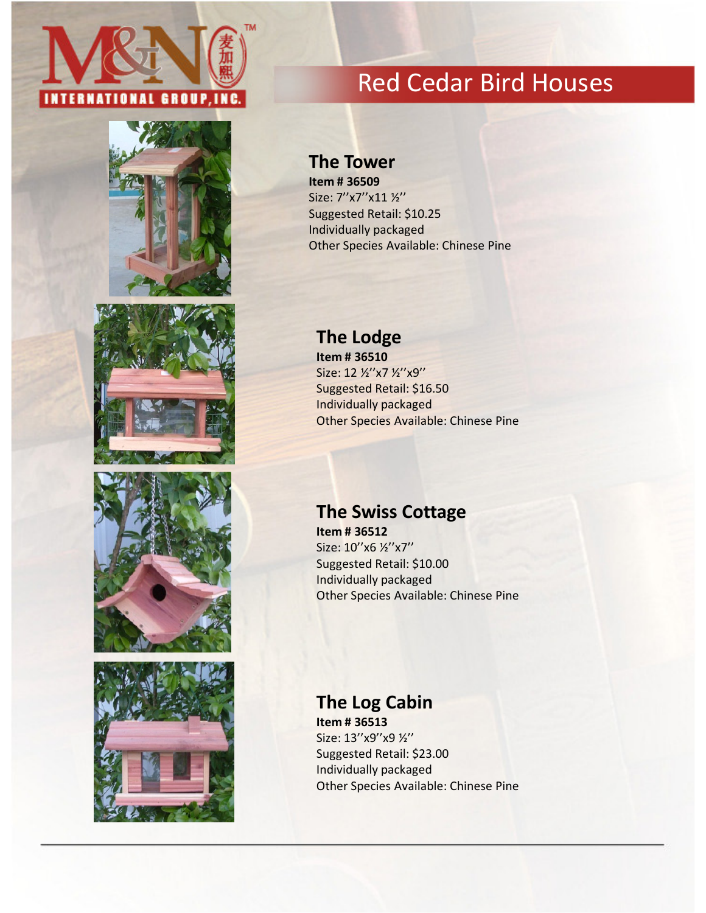M&N INTERNATIONAL GROUP, INC. 麦加熙

# Red Cedar Bird Houses

## The Tower

**Item # 36509**
Size: 7"x7"x11 ½"
Suggested Retail: $10.25
Individually packaged
Other Species Available: Chinese Pine

## The Lodge

**Item # 36510**
Size: 12 ½"x7 ½"x9"
Suggested Retail: $16.50
Individually packaged
Other Species Available: Chinese Pine

## The Swiss Cottage

**Item # 36512**
Size: 10"x6 ½"x7"
Suggested Retail: $10.00
Individually packaged
Other Species Available: Chinese Pine

## The Log Cabin

**Item # 36513**
Size: 13"x9"x9 ½"
Suggested Retail: $23.00
Individually packaged
Other Species Available: Chinese Pine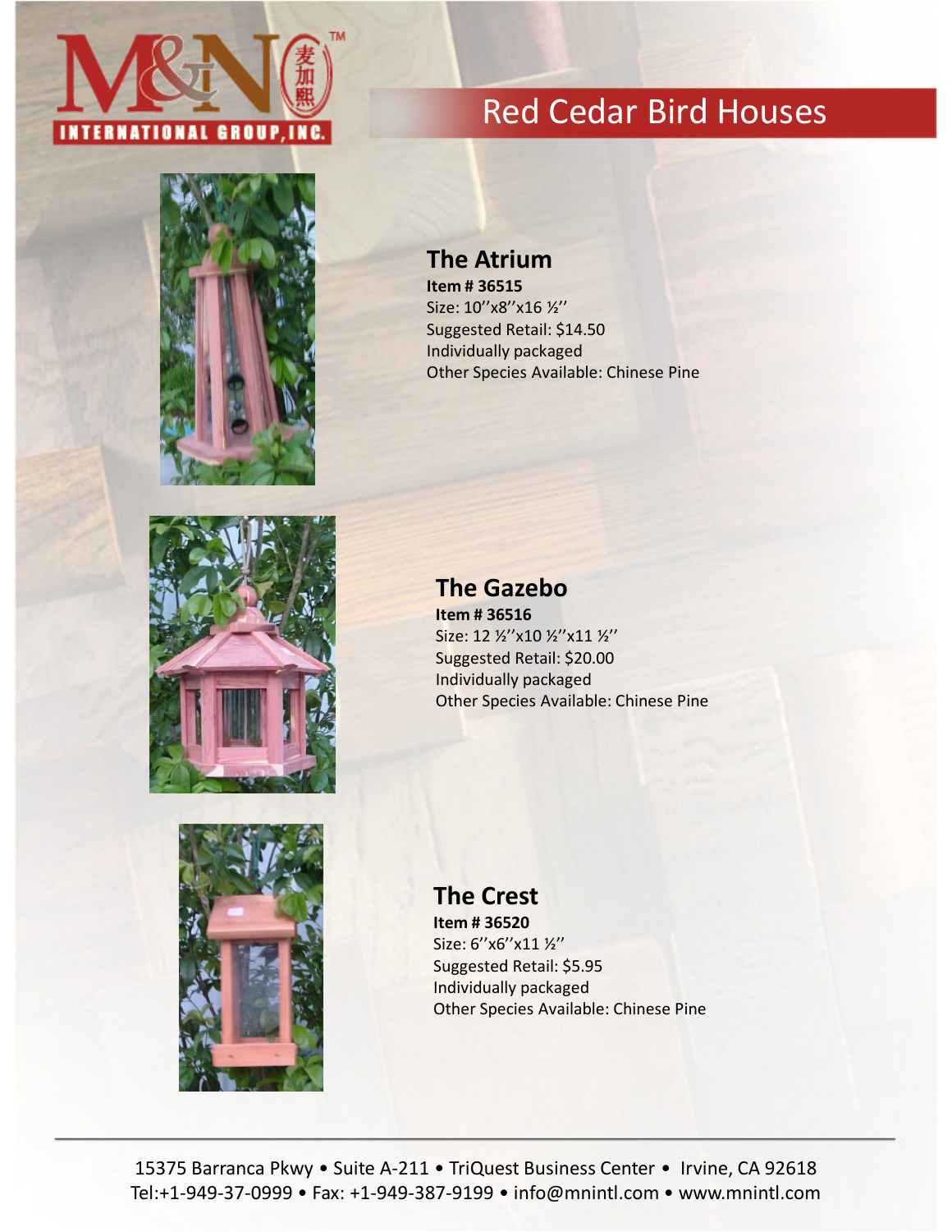# Red Cedar Bird Houses

## The Atrium

**Item # 36515**
Size: 10''x8''x16 ½''
Suggested Retail: $14.50
Individually packaged
Other Species Available: Chinese Pine

## The Gazebo

**Item # 36516**
Size: 12 ½''x10 ½''x11 ½''
Suggested Retail: $20.00
Individually packaged
Other Species Available: Chinese Pine

## The Crest

**Item # 36520**
Size: 6''x6''x11 ½''
Suggested Retail: $5.95
Individually packaged
Other Species Available: Chinese Pine

---

15375 Barranca Pkwy • Suite A-211 • TriQuest Business Center • Irvine, CA 92618
Tel:+1-949-37-0999 • Fax: +1-949-387-9199 • info@mnintl.com • www.mnintl.com